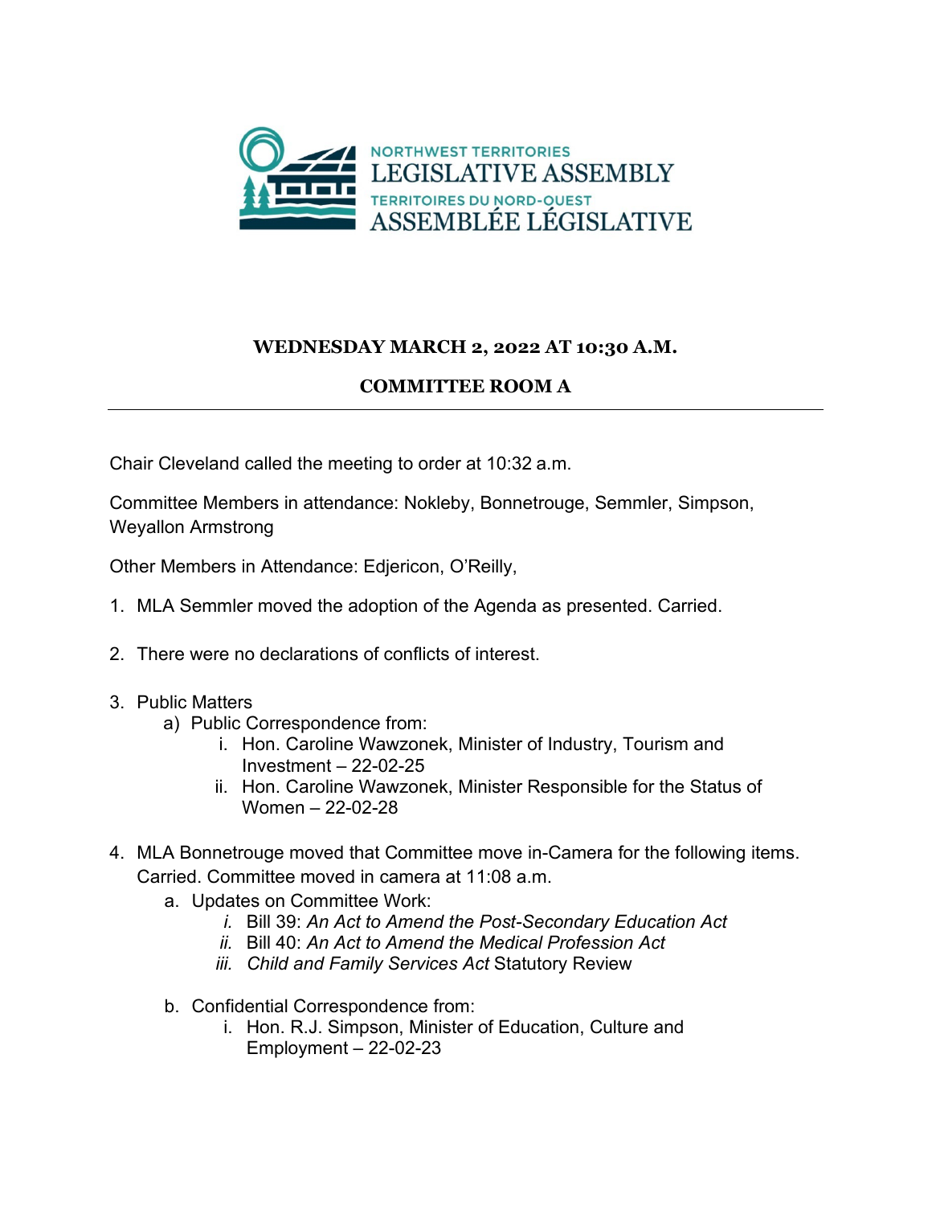NORTHWEST TERRITORIES
LEGISLATIVE ASSEMBLY
TERRITOIRES DU NORD-OUEST
ASSEMBLÉE LÉGISLATIVE

**WEDNESDAY MARCH 2, 2022 AT 10:30 A.M.**

**COMMITTEE ROOM A**

---

Chair Cleveland called the meeting to order at 10:32 a.m.

Committee Members in attendance: Nokleby, Bonnetrouge, Semmler, Simpson, Weyallon Armstrong

Other Members in Attendance: Edjericon, O'Reilly,

1. MLA Semmler moved the adoption of the Agenda as presented. Carried.

2. There were no declarations of conflicts of interest.

3. Public Matters
   a) Public Correspondence from:
      i. Hon. Caroline Wawzonek, Minister of Industry, Tourism and Investment – 22-02-25
      ii. Hon. Caroline Wawzonek, Minister Responsible for the Status of Women – 22-02-28

4. MLA Bonnetrouge moved that Committee move in-Camera for the following items. Carried. Committee moved in camera at 11:08 a.m.
   a. Updates on Committee Work:
      *i.* Bill 39: *An Act to Amend the Post-Secondary Education Act*
      *ii.* Bill 40: *An Act to Amend the Medical Profession Act*
      *iii.* *Child and Family Services Act* Statutory Review

   b. Confidential Correspondence from:
      i. Hon. R.J. Simpson, Minister of Education, Culture and Employment – 22-02-23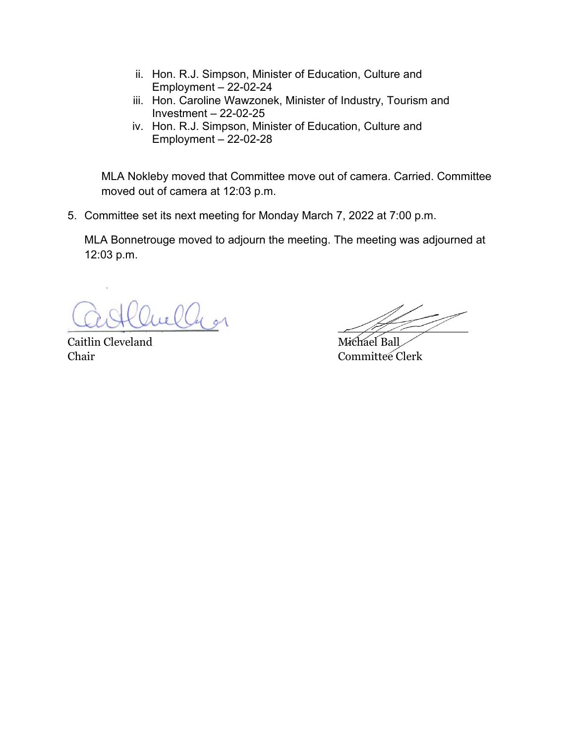ii. Hon. R.J. Simpson, Minister of Education, Culture and Employment – 22-02-24
iii. Hon. Caroline Wawzonek, Minister of Industry, Tourism and Investment – 22-02-25
iv. Hon. R.J. Simpson, Minister of Education, Culture and Employment – 22-02-28

MLA Nokleby moved that Committee move out of camera. Carried. Committee moved out of camera at 12:03 p.m.

5. Committee set its next meeting for Monday March 7, 2022 at 7:00 p.m.

   MLA Bonnetrouge moved to adjourn the meeting. The meeting was adjourned at 12:03 p.m.

Caitlin Cleveland
Chair

Michael Ball
Committee Clerk